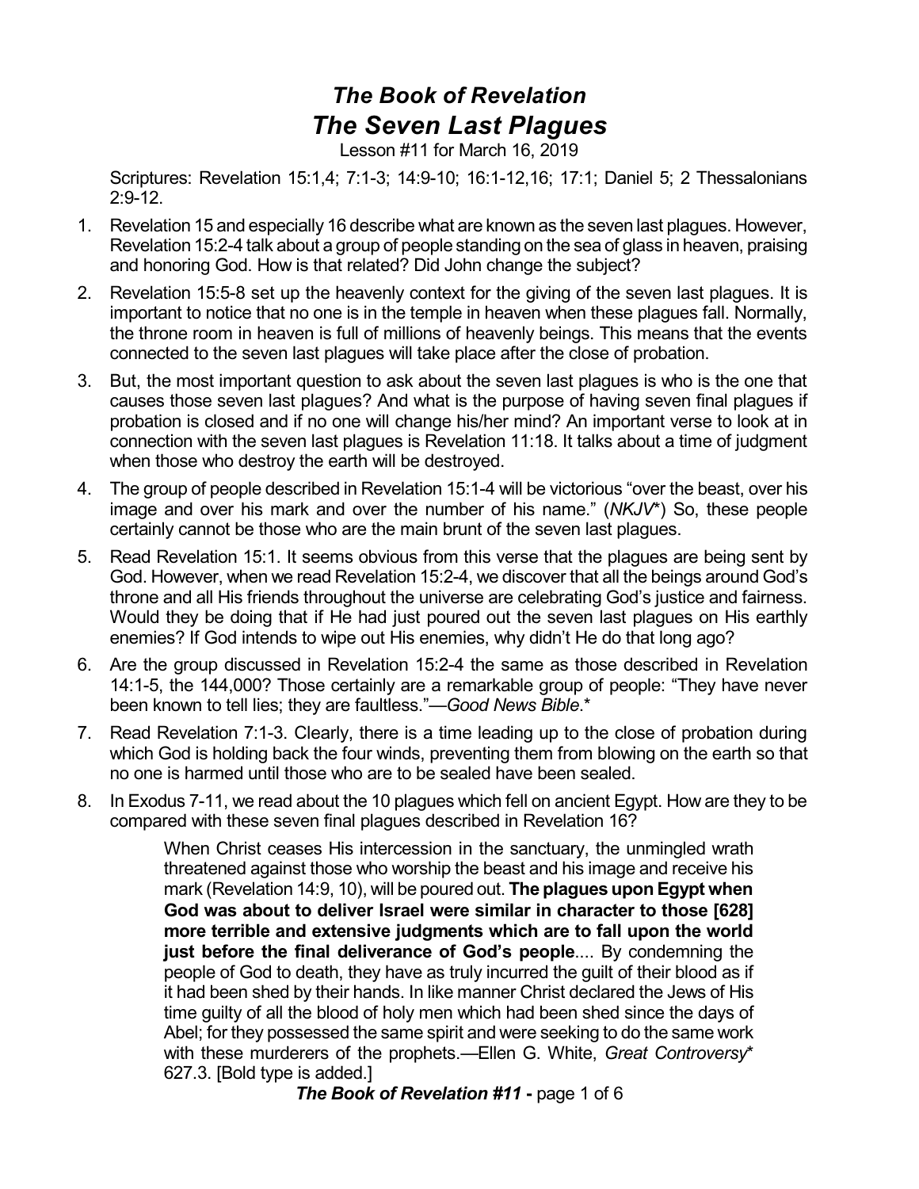# *The Book of Revelation*
# *The Seven Last Plagues*

Lesson #11 for March 16, 2019

Scriptures: Revelation 15:1,4; 7:1-3; 14:9-10; 16:1-12,16; 17:1; Daniel 5; 2 Thessalonians 2:9-12.

1. Revelation 15 and especially 16 describe what are known as the seven last plagues. However, Revelation 15:2-4 talk about a group of people standing on the sea of glass in heaven, praising and honoring God. How is that related? Did John change the subject?
2. Revelation 15:5-8 set up the heavenly context for the giving of the seven last plagues. It is important to notice that no one is in the temple in heaven when these plagues fall. Normally, the throne room in heaven is full of millions of heavenly beings. This means that the events connected to the seven last plagues will take place after the close of probation.
3. But, the most important question to ask about the seven last plagues is who is the one that causes those seven last plagues? And what is the purpose of having seven final plagues if probation is closed and if no one will change his/her mind? An important verse to look at in connection with the seven last plagues is Revelation 11:18. It talks about a time of judgment when those who destroy the earth will be destroyed.
4. The group of people described in Revelation 15:1-4 will be victorious "over the beast, over his image and over his mark and over the number of his name." (*NKJV*\*) So, these people certainly cannot be those who are the main brunt of the seven last plagues.
5. Read Revelation 15:1. It seems obvious from this verse that the plagues are being sent by God. However, when we read Revelation 15:2-4, we discover that all the beings around God's throne and all His friends throughout the universe are celebrating God's justice and fairness. Would they be doing that if He had just poured out the seven last plagues on His earthly enemies? If God intends to wipe out His enemies, why didn't He do that long ago?
6. Are the group discussed in Revelation 15:2-4 the same as those described in Revelation 14:1-5, the 144,000? Those certainly are a remarkable group of people: "They have never been known to tell lies; they are faultless."—*Good News Bible*.\*
7. Read Revelation 7:1-3. Clearly, there is a time leading up to the close of probation during which God is holding back the four winds, preventing them from blowing on the earth so that no one is harmed until those who are to be sealed have been sealed.
8. In Exodus 7-11, we read about the 10 plagues which fell on ancient Egypt. How are they to be compared with these seven final plagues described in Revelation 16?

> When Christ ceases His intercession in the sanctuary, the unmingled wrath threatened against those who worship the beast and his image and receive his mark (Revelation 14:9, 10), will be poured out. **The plagues upon Egypt when God was about to deliver Israel were similar in character to those [628] more terrible and extensive judgments which are to fall upon the world just before the final deliverance of God's people**.... By condemning the people of God to death, they have as truly incurred the guilt of their blood as if it had been shed by their hands. In like manner Christ declared the Jews of His time guilty of all the blood of holy men which had been shed since the days of Abel; for they possessed the same spirit and were seeking to do the same work with these murderers of the prophets.—Ellen G. White, *Great Controversy*\* 627.3. [Bold type is added.]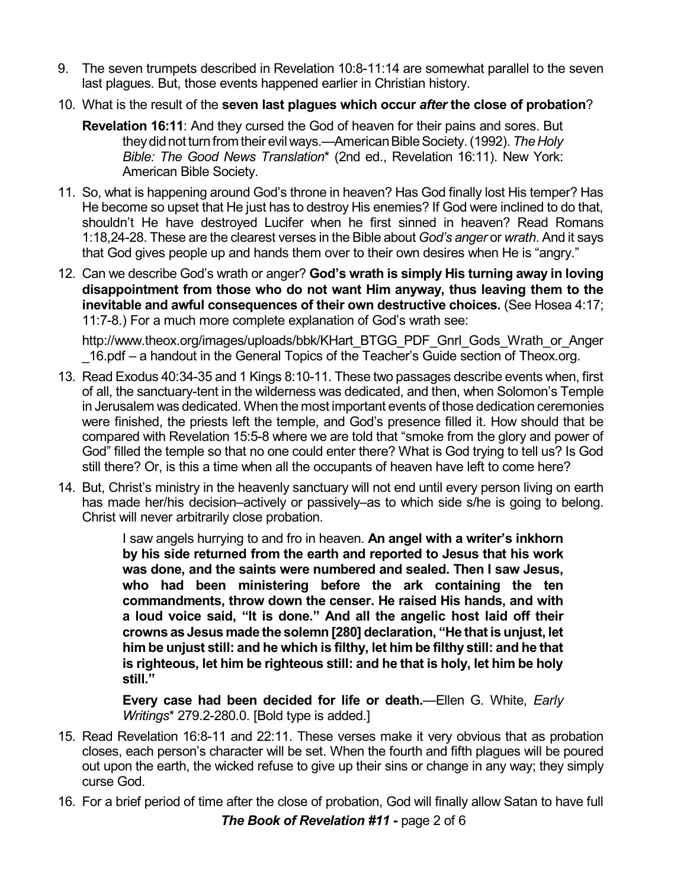9. The seven trumpets described in Revelation 10:8-11:14 are somewhat parallel to the seven last plagues. But, those events happened earlier in Christian history.

10. What is the result of the **seven last plagues which occur *after* the close of probation**?

    **Revelation 16:11**: And they cursed the God of heaven for their pains and sores. But they did not turn from their evil ways.—American Bible Society. (1992). *The Holy Bible: The Good News Translation*\* (2nd ed., Revelation 16:11). New York: American Bible Society.

11. So, what is happening around God's throne in heaven? Has God finally lost His temper? Has He become so upset that He just has to destroy His enemies? If God were inclined to do that, shouldn't He have destroyed Lucifer when he first sinned in heaven? Read Romans 1:18,24-28. These are the clearest verses in the Bible about *God's anger* or *wrath*. And it says that God gives people up and hands them over to their own desires when He is "angry."

12. Can we describe God's wrath or anger? **God's wrath is simply His turning away in loving disappointment from those who do not want Him anyway, thus leaving them to the inevitable and awful consequences of their own destructive choices.** (See Hosea 4:17; 11:7-8.) For a much more complete explanation of God's wrath see:

    http://www.theox.org/images/uploads/bbk/KHart_BTGG_PDF_Gnrl_Gods_Wrath_or_Anger_16.pdf – a handout in the General Topics of the Teacher's Guide section of Theox.org.

13. Read Exodus 40:34-35 and 1 Kings 8:10-11. These two passages describe events when, first of all, the sanctuary-tent in the wilderness was dedicated, and then, when Solomon's Temple in Jerusalem was dedicated. When the most important events of those dedication ceremonies were finished, the priests left the temple, and God's presence filled it. How should that be compared with Revelation 15:5-8 where we are told that "smoke from the glory and power of God" filled the temple so that no one could enter there? What is God trying to tell us? Is God still there? Or, is this a time when all the occupants of heaven have left to come here?

14. But, Christ's ministry in the heavenly sanctuary will not end until every person living on earth has made her/his decision–actively or passively–as to which side s/he is going to belong. Christ will never arbitrarily close probation.

    > I saw angels hurrying to and fro in heaven. **An angel with a writer's inkhorn by his side returned from the earth and reported to Jesus that his work was done, and the saints were numbered and sealed. Then I saw Jesus, who had been ministering before the ark containing the ten commandments, throw down the censer. He raised His hands, and with a loud voice said, "It is done." And all the angelic host laid off their crowns as Jesus made the solemn [280] declaration, "He that is unjust, let him be unjust still: and he which is filthy, let him be filthy still: and he that is righteous, let him be righteous still: and he that is holy, let him be holy still."**
    >
    > **Every case had been decided for life or death.**—Ellen G. White, *Early Writings*\* 279.2-280.0. [Bold type is added.]

15. Read Revelation 16:8-11 and 22:11. These verses make it very obvious that as probation closes, each person's character will be set. When the fourth and fifth plagues will be poured out upon the earth, the wicked refuse to give up their sins or change in any way; they simply curse God.

16. For a brief period of time after the close of probation, God will finally allow Satan to have full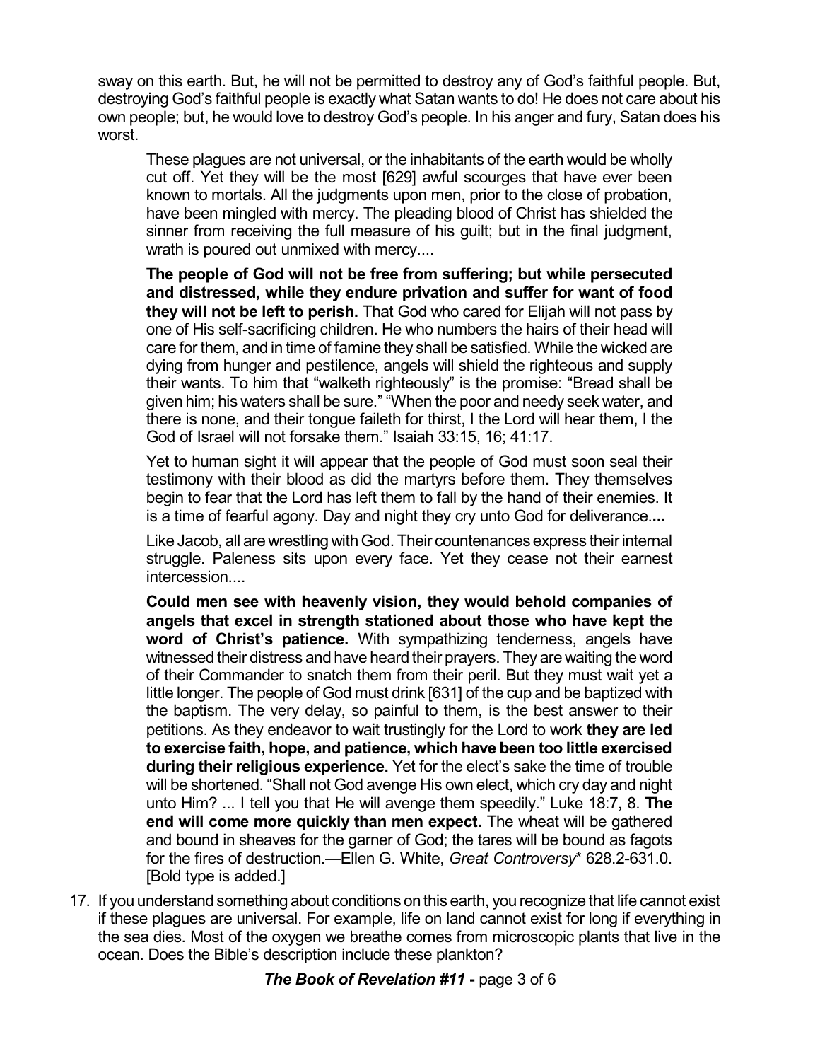sway on this earth. But, he will not be permitted to destroy any of God's faithful people. But, destroying God's faithful people is exactly what Satan wants to do! He does not care about his own people; but, he would love to destroy God's people. In his anger and fury, Satan does his worst.

> These plagues are not universal, or the inhabitants of the earth would be wholly cut off. Yet they will be the most [629] awful scourges that have ever been known to mortals. All the judgments upon men, prior to the close of probation, have been mingled with mercy. The pleading blood of Christ has shielded the sinner from receiving the full measure of his guilt; but in the final judgment, wrath is poured out unmixed with mercy....
>
> **The people of God will not be free from suffering; but while persecuted and distressed, while they endure privation and suffer for want of food they will not be left to perish.** That God who cared for Elijah will not pass by one of His self-sacrificing children. He who numbers the hairs of their head will care for them, and in time of famine they shall be satisfied. While the wicked are dying from hunger and pestilence, angels will shield the righteous and supply their wants. To him that "walketh righteously" is the promise: "Bread shall be given him; his waters shall be sure." "When the poor and needy seek water, and there is none, and their tongue faileth for thirst, I the Lord will hear them, I the God of Israel will not forsake them." Isaiah 33:15, 16; 41:17.
>
> Yet to human sight it will appear that the people of God must soon seal their testimony with their blood as did the martyrs before them. They themselves begin to fear that the Lord has left them to fall by the hand of their enemies. It is a time of fearful agony. Day and night they cry unto God for deliverance**....**
>
> Like Jacob, all are wrestling with God. Their countenances express their internal struggle. Paleness sits upon every face. Yet they cease not their earnest intercession....
>
> **Could men see with heavenly vision, they would behold companies of angels that excel in strength stationed about those who have kept the word of Christ's patience.** With sympathizing tenderness, angels have witnessed their distress and have heard their prayers. They are waiting the word of their Commander to snatch them from their peril. But they must wait yet a little longer. The people of God must drink [631] of the cup and be baptized with the baptism. The very delay, so painful to them, is the best answer to their petitions. As they endeavor to wait trustingly for the Lord to work **they are led to exercise faith, hope, and patience, which have been too little exercised during their religious experience.** Yet for the elect's sake the time of trouble will be shortened. "Shall not God avenge His own elect, which cry day and night unto Him? ... I tell you that He will avenge them speedily." Luke 18:7, 8. **The end will come more quickly than men expect.** The wheat will be gathered and bound in sheaves for the garner of God; the tares will be bound as fagots for the fires of destruction.—Ellen G. White, *Great Controversy** 628.2-631.0. [Bold type is added.]

17. If you understand something about conditions on this earth, you recognize that life cannot exist if these plagues are universal. For example, life on land cannot exist for long if everything in the sea dies. Most of the oxygen we breathe comes from microscopic plants that live in the ocean. Does the Bible's description include these plankton?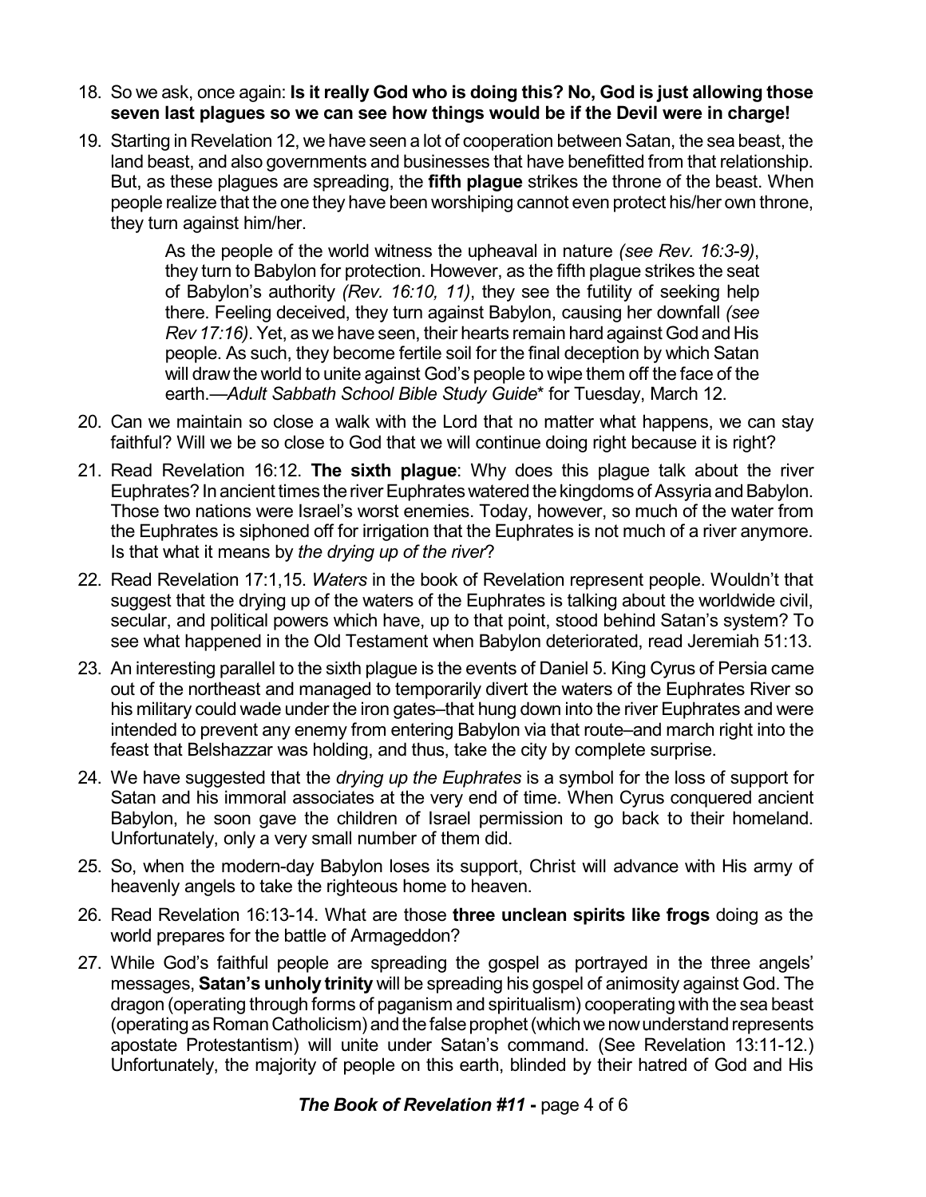18. So we ask, once again: **Is it really God who is doing this? No, God is just allowing those seven last plagues so we can see how things would be if the Devil were in charge!**

19. Starting in Revelation 12, we have seen a lot of cooperation between Satan, the sea beast, the land beast, and also governments and businesses that have benefitted from that relationship. But, as these plagues are spreading, the **fifth plague** strikes the throne of the beast. When people realize that the one they have been worshiping cannot even protect his/her own throne, they turn against him/her.

    > As the people of the world witness the upheaval in nature *(see Rev. 16:3-9)*, they turn to Babylon for protection. However, as the fifth plague strikes the seat of Babylon's authority *(Rev. 16:10, 11)*, they see the futility of seeking help there. Feeling deceived, they turn against Babylon, causing her downfall *(see Rev 17:16)*. Yet, as we have seen, their hearts remain hard against God and His people. As such, they become fertile soil for the final deception by which Satan will draw the world to unite against God's people to wipe them off the face of the earth.—*Adult Sabbath School Bible Study Guide*\* for Tuesday, March 12.

20. Can we maintain so close a walk with the Lord that no matter what happens, we can stay faithful? Will we be so close to God that we will continue doing right because it is right?

21. Read Revelation 16:12. **The sixth plague**: Why does this plague talk about the river Euphrates? In ancient times the river Euphrates watered the kingdoms of Assyria and Babylon. Those two nations were Israel's worst enemies. Today, however, so much of the water from the Euphrates is siphoned off for irrigation that the Euphrates is not much of a river anymore. Is that what it means by *the drying up of the river*?

22. Read Revelation 17:1,15. *Waters* in the book of Revelation represent people. Wouldn't that suggest that the drying up of the waters of the Euphrates is talking about the worldwide civil, secular, and political powers which have, up to that point, stood behind Satan's system? To see what happened in the Old Testament when Babylon deteriorated, read Jeremiah 51:13.

23. An interesting parallel to the sixth plague is the events of Daniel 5. King Cyrus of Persia came out of the northeast and managed to temporarily divert the waters of the Euphrates River so his military could wade under the iron gates–that hung down into the river Euphrates and were intended to prevent any enemy from entering Babylon via that route–and march right into the feast that Belshazzar was holding, and thus, take the city by complete surprise.

24. We have suggested that the *drying up the Euphrates* is a symbol for the loss of support for Satan and his immoral associates at the very end of time. When Cyrus conquered ancient Babylon, he soon gave the children of Israel permission to go back to their homeland. Unfortunately, only a very small number of them did.

25. So, when the modern-day Babylon loses its support, Christ will advance with His army of heavenly angels to take the righteous home to heaven.

26. Read Revelation 16:13-14. What are those **three unclean spirits like frogs** doing as the world prepares for the battle of Armageddon?

27. While God's faithful people are spreading the gospel as portrayed in the three angels' messages, **Satan's unholy trinity** will be spreading his gospel of animosity against God. The dragon (operating through forms of paganism and spiritualism) cooperating with the sea beast (operating as Roman Catholicism) and the false prophet (which we now understand represents apostate Protestantism) will unite under Satan's command. (See Revelation 13:11-12.) Unfortunately, the majority of people on this earth, blinded by their hatred of God and His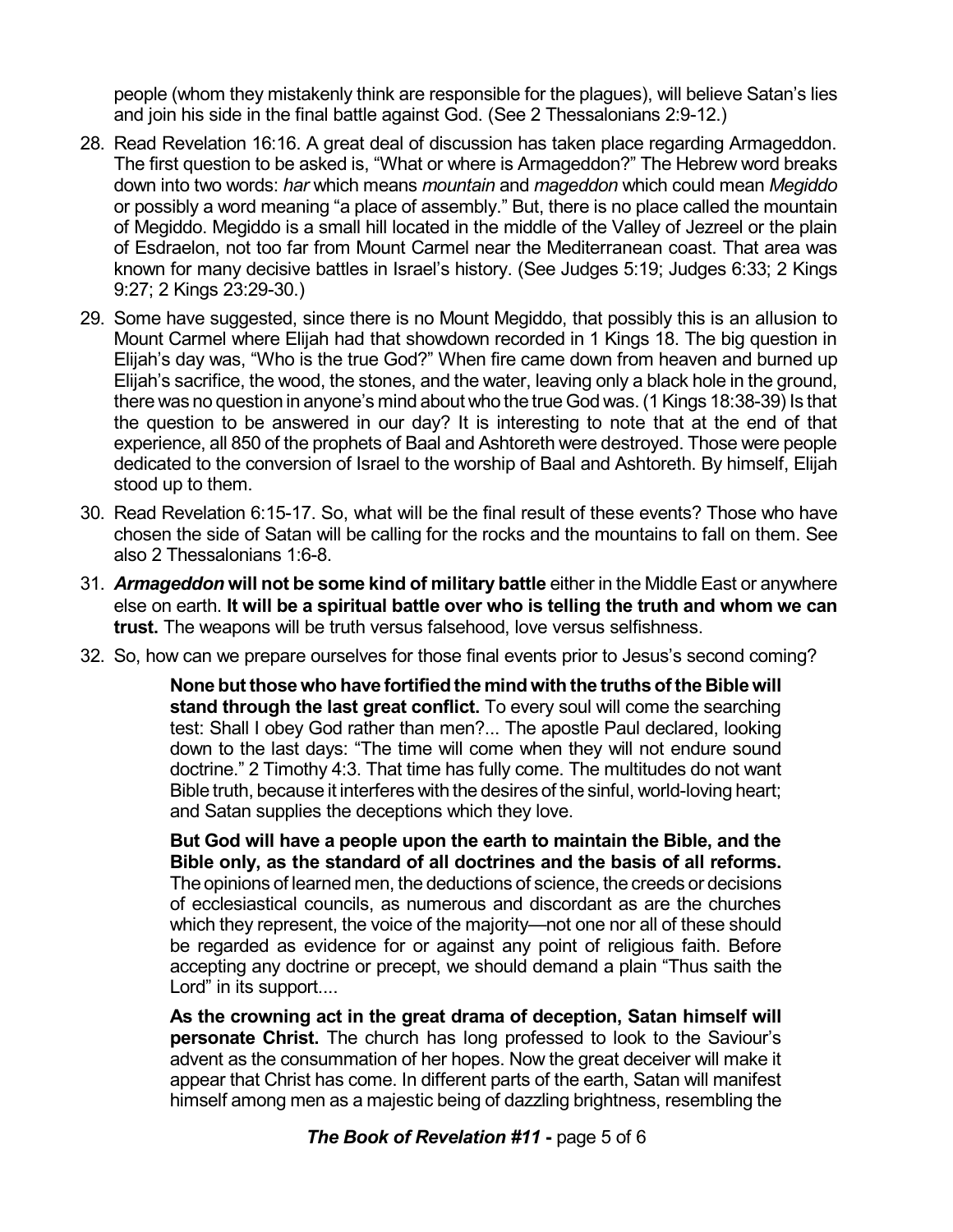people (whom they mistakenly think are responsible for the plagues), will believe Satan's lies and join his side in the final battle against God. (See 2 Thessalonians 2:9-12.)

28. Read Revelation 16:16. A great deal of discussion has taken place regarding Armageddon. The first question to be asked is, "What or where is Armageddon?" The Hebrew word breaks down into two words: *har* which means *mountain* and *mageddon* which could mean *Megiddo* or possibly a word meaning "a place of assembly." But, there is no place called the mountain of Megiddo. Megiddo is a small hill located in the middle of the Valley of Jezreel or the plain of Esdraelon, not too far from Mount Carmel near the Mediterranean coast. That area was known for many decisive battles in Israel's history. (See Judges 5:19; Judges 6:33; 2 Kings 9:27; 2 Kings 23:29-30.)

29. Some have suggested, since there is no Mount Megiddo, that possibly this is an allusion to Mount Carmel where Elijah had that showdown recorded in 1 Kings 18. The big question in Elijah's day was, "Who is the true God?" When fire came down from heaven and burned up Elijah's sacrifice, the wood, the stones, and the water, leaving only a black hole in the ground, there was no question in anyone's mind about who the true God was. (1 Kings 18:38-39) Is that the question to be answered in our day? It is interesting to note that at the end of that experience, all 850 of the prophets of Baal and Ashtoreth were destroyed. Those were people dedicated to the conversion of Israel to the worship of Baal and Ashtoreth. By himself, Elijah stood up to them.

30. Read Revelation 6:15-17. So, what will be the final result of these events? Those who have chosen the side of Satan will be calling for the rocks and the mountains to fall on them. See also 2 Thessalonians 1:6-8.

31. ***Armageddon* will not be some kind of military battle** either in the Middle East or anywhere else on earth. **It will be a spiritual battle over who is telling the truth and whom we can trust.** The weapons will be truth versus falsehood, love versus selfishness.

32. So, how can we prepare ourselves for those final events prior to Jesus's second coming?

> **None but those who have fortified the mind with the truths of the Bible will stand through the last great conflict.** To every soul will come the searching test: Shall I obey God rather than men?... The apostle Paul declared, looking down to the last days: "The time will come when they will not endure sound doctrine." 2 Timothy 4:3. That time has fully come. The multitudes do not want Bible truth, because it interferes with the desires of the sinful, world-loving heart; and Satan supplies the deceptions which they love.
>
> **But God will have a people upon the earth to maintain the Bible, and the Bible only, as the standard of all doctrines and the basis of all reforms.** The opinions of learned men, the deductions of science, the creeds or decisions of ecclesiastical councils, as numerous and discordant as are the churches which they represent, the voice of the majority—not one nor all of these should be regarded as evidence for or against any point of religious faith. Before accepting any doctrine or precept, we should demand a plain "Thus saith the Lord" in its support....
>
> **As the crowning act in the great drama of deception, Satan himself will personate Christ.** The church has long professed to look to the Saviour's advent as the consummation of her hopes. Now the great deceiver will make it appear that Christ has come. In different parts of the earth, Satan will manifest himself among men as a majestic being of dazzling brightness, resembling the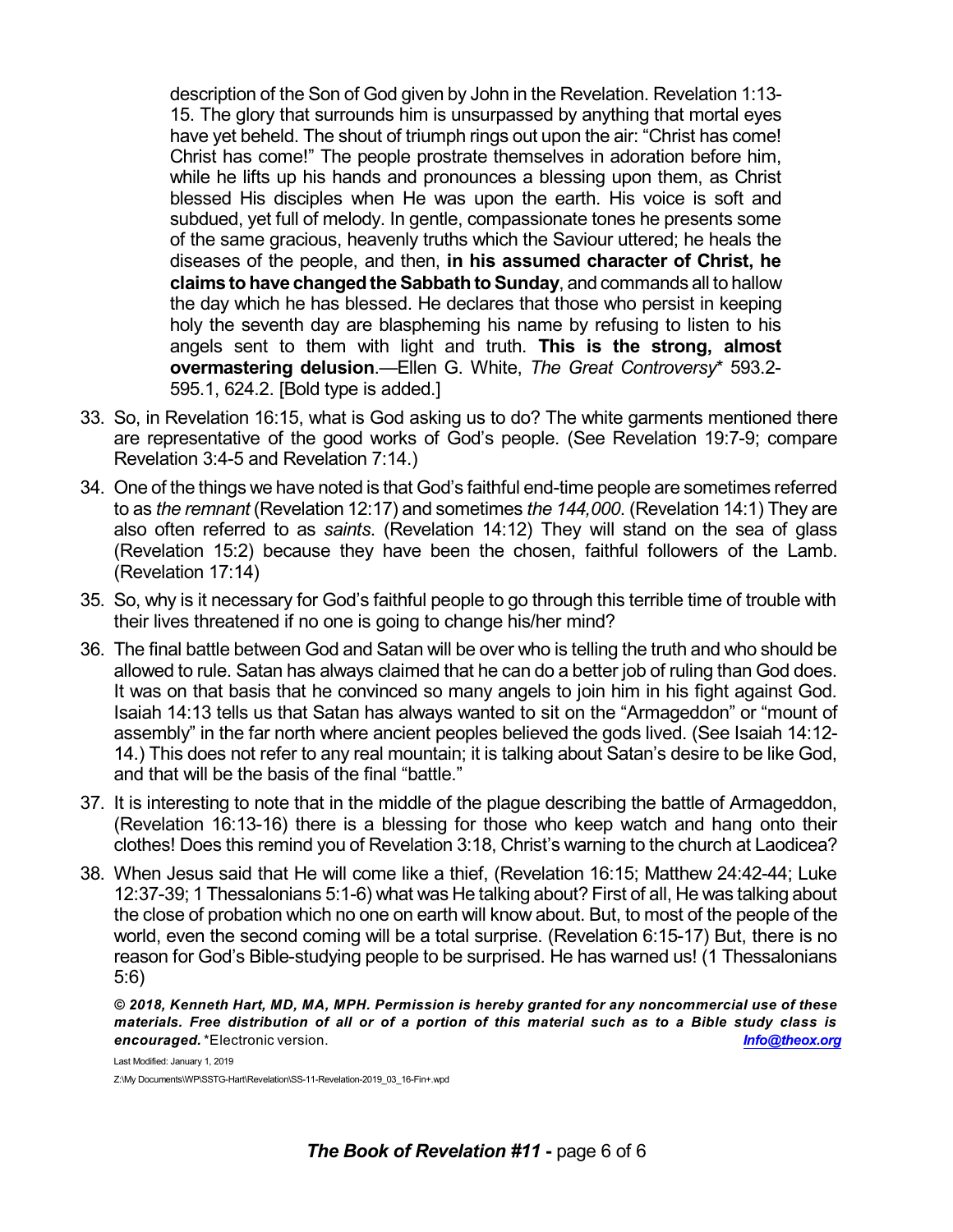description of the Son of God given by John in the Revelation. Revelation 1:13-15. The glory that surrounds him is unsurpassed by anything that mortal eyes have yet beheld. The shout of triumph rings out upon the air: "Christ has come! Christ has come!" The people prostrate themselves in adoration before him, while he lifts up his hands and pronounces a blessing upon them, as Christ blessed His disciples when He was upon the earth. His voice is soft and subdued, yet full of melody. In gentle, compassionate tones he presents some of the same gracious, heavenly truths which the Saviour uttered; he heals the diseases of the people, and then, **in his assumed character of Christ, he claims to have changed the Sabbath to Sunday**, and commands all to hallow the day which he has blessed. He declares that those who persist in keeping holy the seventh day are blaspheming his name by refusing to listen to his angels sent to them with light and truth. **This is the strong, almost overmastering delusion**.—Ellen G. White, *The Great Controversy** 593.2-595.1, 624.2. [Bold type is added.]

33. So, in Revelation 16:15, what is God asking us to do? The white garments mentioned there are representative of the good works of God's people. (See Revelation 19:7-9; compare Revelation 3:4-5 and Revelation 7:14.)
34. One of the things we have noted is that God's faithful end-time people are sometimes referred to as *the remnant* (Revelation 12:17) and sometimes *the 144,000*. (Revelation 14:1) They are also often referred to as *saints*. (Revelation 14:12) They will stand on the sea of glass (Revelation 15:2) because they have been the chosen, faithful followers of the Lamb. (Revelation 17:14)
35. So, why is it necessary for God's faithful people to go through this terrible time of trouble with their lives threatened if no one is going to change his/her mind?
36. The final battle between God and Satan will be over who is telling the truth and who should be allowed to rule. Satan has always claimed that he can do a better job of ruling than God does. It was on that basis that he convinced so many angels to join him in his fight against God. Isaiah 14:13 tells us that Satan has always wanted to sit on the "Armageddon" or "mount of assembly" in the far north where ancient peoples believed the gods lived. (See Isaiah 14:12-14.) This does not refer to any real mountain; it is talking about Satan's desire to be like God, and that will be the basis of the final "battle."
37. It is interesting to note that in the middle of the plague describing the battle of Armageddon, (Revelation 16:13-16) there is a blessing for those who keep watch and hang onto their clothes! Does this remind you of Revelation 3:18, Christ's warning to the church at Laodicea?
38. When Jesus said that He will come like a thief, (Revelation 16:15; Matthew 24:42-44; Luke 12:37-39; 1 Thessalonians 5:1-6) what was He talking about? First of all, He was talking about the close of probation which no one on earth will know about. But, to most of the people of the world, even the second coming will be a total surprise. (Revelation 6:15-17) But, there is no reason for God's Bible-studying people to be surprised. He has warned us! (1 Thessalonians 5:6)

***© 2018, Kenneth Hart, MD, MA, MPH. Permission is hereby granted for any noncommercial use of these materials. Free distribution of all or of a portion of this material such as to a Bible study class is encouraged.*** *Electronic version. ***Info@theox.org***

Last Modified: January 1, 2019

Z:\My Documents\WP\SSTG-Hart\Revelation\SS-11-Revelation-2019_03_16-Fin+.wpd